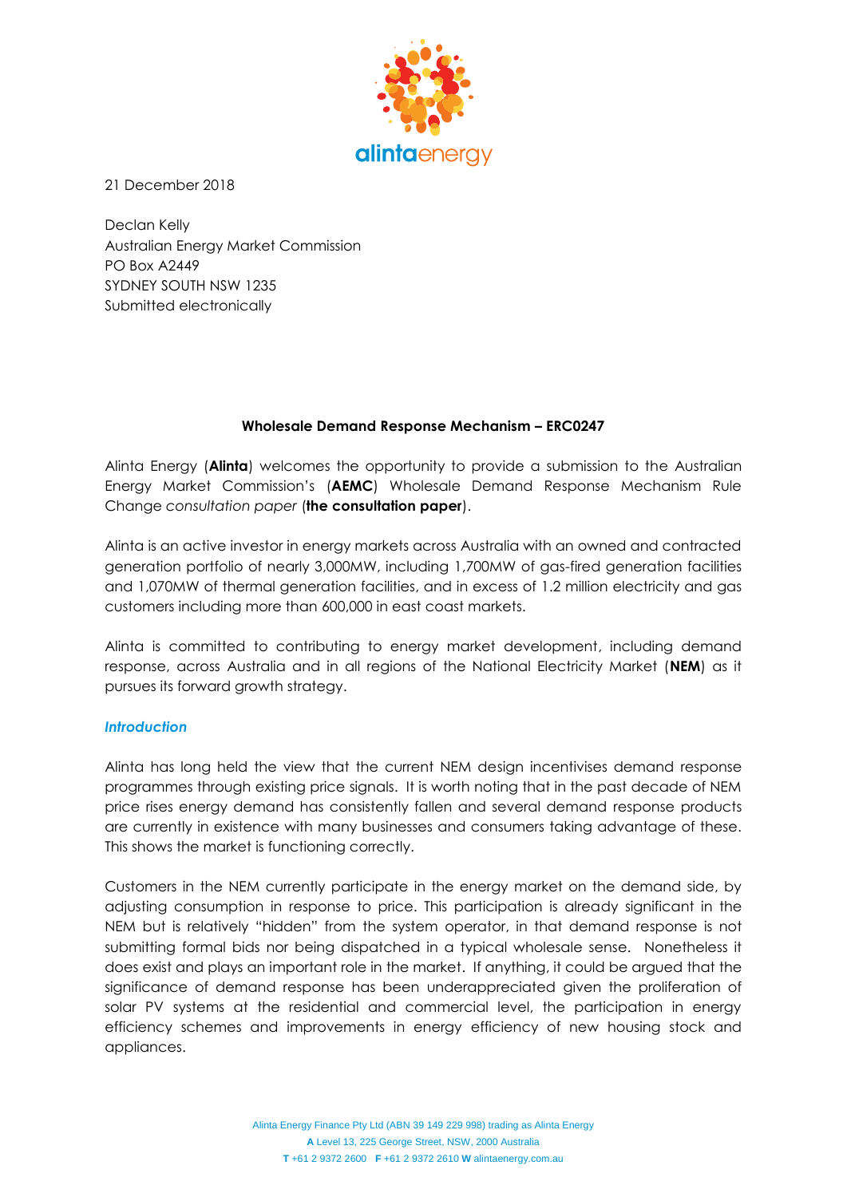21 December 2018

Declan Kelly
Australian Energy Market Commission
PO Box A2449
SYDNEY SOUTH NSW 1235
Submitted electronically

**Wholesale Demand Response Mechanism – ERC0247**

Alinta Energy (**Alinta**) welcomes the opportunity to provide a submission to the Australian Energy Market Commission's (**AEMC**) Wholesale Demand Response Mechanism Rule Change *consultation paper* (**the consultation paper**).

Alinta is an active investor in energy markets across Australia with an owned and contracted generation portfolio of nearly 3,000MW, including 1,700MW of gas-fired generation facilities and 1,070MW of thermal generation facilities, and in excess of 1.2 million electricity and gas customers including more than 600,000 in east coast markets.

Alinta is committed to contributing to energy market development, including demand response, across Australia and in all regions of the National Electricity Market (**NEM**) as it pursues its forward growth strategy.

### *Introduction*

Alinta has long held the view that the current NEM design incentivises demand response programmes through existing price signals. It is worth noting that in the past decade of NEM price rises energy demand has consistently fallen and several demand response products are currently in existence with many businesses and consumers taking advantage of these. This shows the market is functioning correctly.

Customers in the NEM currently participate in the energy market on the demand side, by adjusting consumption in response to price. This participation is already significant in the NEM but is relatively "hidden" from the system operator, in that demand response is not submitting formal bids nor being dispatched in a typical wholesale sense. Nonetheless it does exist and plays an important role in the market. If anything, it could be argued that the significance of demand response has been underappreciated given the proliferation of solar PV systems at the residential and commercial level, the participation in energy efficiency schemes and improvements in energy efficiency of new housing stock and appliances.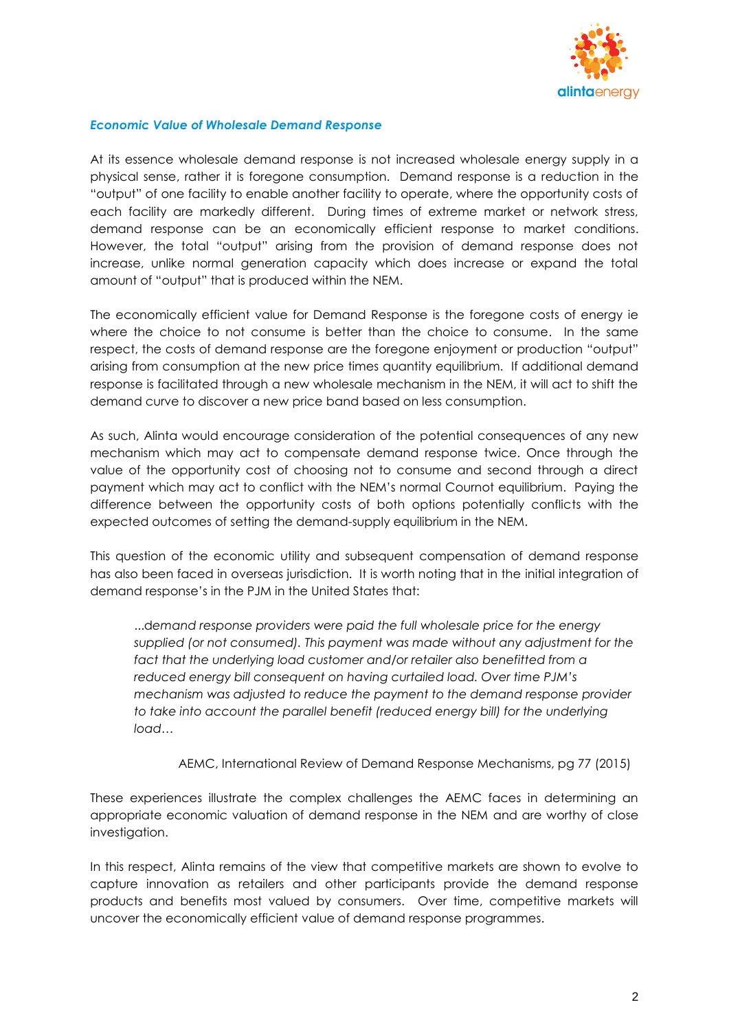### *Economic Value of Wholesale Demand Response*

At its essence wholesale demand response is not increased wholesale energy supply in a physical sense, rather it is foregone consumption. Demand response is a reduction in the "output" of one facility to enable another facility to operate, where the opportunity costs of each facility are markedly different. During times of extreme market or network stress, demand response can be an economically efficient response to market conditions. However, the total "output" arising from the provision of demand response does not increase, unlike normal generation capacity which does increase or expand the total amount of "output" that is produced within the NEM.

The economically efficient value for Demand Response is the foregone costs of energy ie where the choice to not consume is better than the choice to consume. In the same respect, the costs of demand response are the foregone enjoyment or production "output" arising from consumption at the new price times quantity equilibrium. If additional demand response is facilitated through a new wholesale mechanism in the NEM, it will act to shift the demand curve to discover a new price band based on less consumption.

As such, Alinta would encourage consideration of the potential consequences of any new mechanism which may act to compensate demand response twice. Once through the value of the opportunity cost of choosing not to consume and second through a direct payment which may act to conflict with the NEM's normal Cournot equilibrium. Paying the difference between the opportunity costs of both options potentially conflicts with the expected outcomes of setting the demand-supply equilibrium in the NEM.

This question of the economic utility and subsequent compensation of demand response has also been faced in overseas jurisdiction. It is worth noting that in the initial integration of demand response's in the PJM in the United States that:

> *...demand response providers were paid the full wholesale price for the energy supplied (or not consumed). This payment was made without any adjustment for the fact that the underlying load customer and/or retailer also benefitted from a reduced energy bill consequent on having curtailed load. Over time PJM's mechanism was adjusted to reduce the payment to the demand response provider to take into account the parallel benefit (reduced energy bill) for the underlying load…*
>
> AEMC, International Review of Demand Response Mechanisms, pg 77 (2015)

These experiences illustrate the complex challenges the AEMC faces in determining an appropriate economic valuation of demand response in the NEM and are worthy of close investigation.

In this respect, Alinta remains of the view that competitive markets are shown to evolve to capture innovation as retailers and other participants provide the demand response products and benefits most valued by consumers. Over time, competitive markets will uncover the economically efficient value of demand response programmes.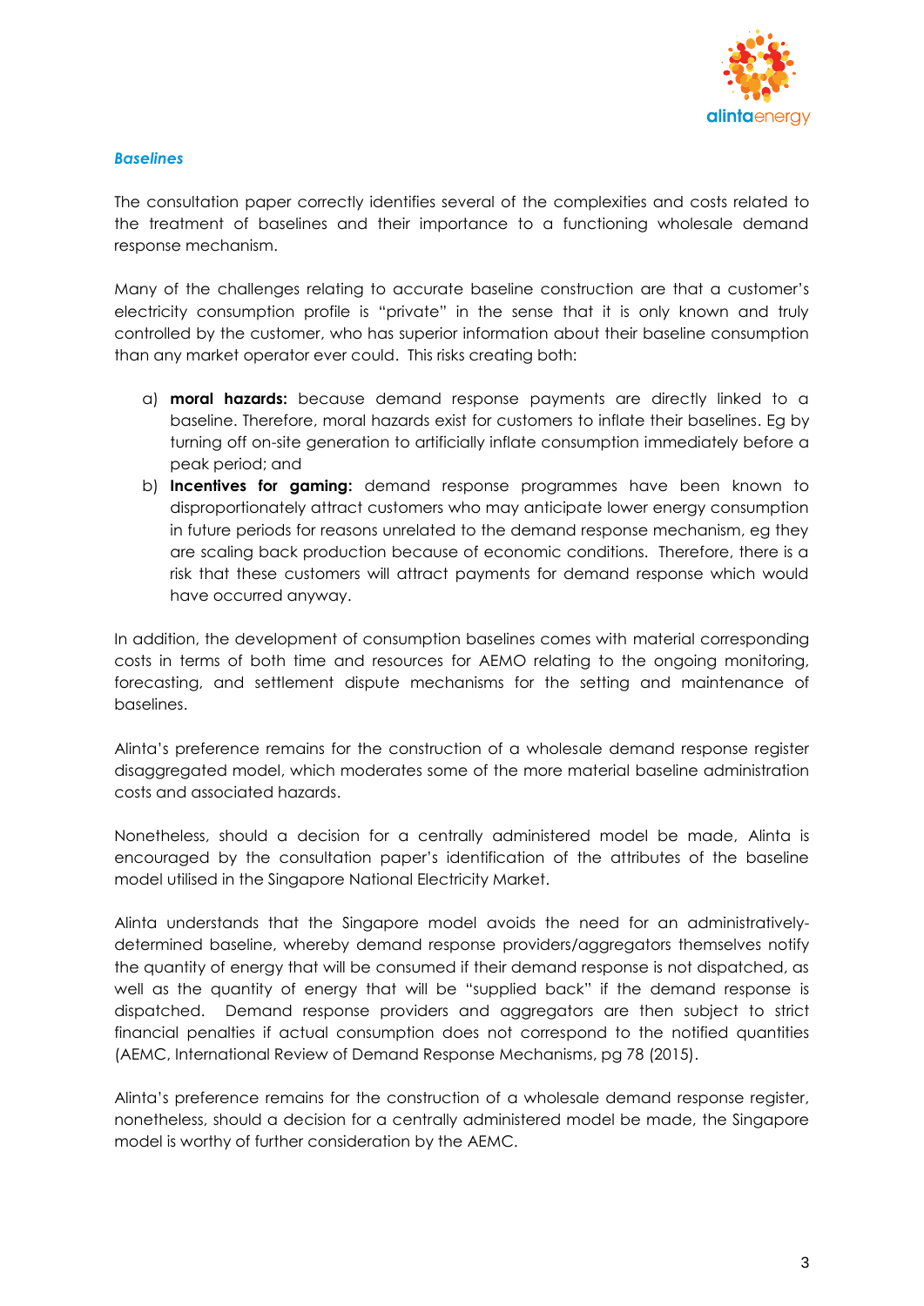***Baselines***

The consultation paper correctly identifies several of the complexities and costs related to the treatment of baselines and their importance to a functioning wholesale demand response mechanism.

Many of the challenges relating to accurate baseline construction are that a customer's electricity consumption profile is "private" in the sense that it is only known and truly controlled by the customer, who has superior information about their baseline consumption than any market operator ever could. This risks creating both:

a) **moral hazards:** because demand response payments are directly linked to a baseline. Therefore, moral hazards exist for customers to inflate their baselines. Eg by turning off on-site generation to artificially inflate consumption immediately before a peak period; and
b) **Incentives for gaming:** demand response programmes have been known to disproportionately attract customers who may anticipate lower energy consumption in future periods for reasons unrelated to the demand response mechanism, eg they are scaling back production because of economic conditions. Therefore, there is a risk that these customers will attract payments for demand response which would have occurred anyway.

In addition, the development of consumption baselines comes with material corresponding costs in terms of both time and resources for AEMO relating to the ongoing monitoring, forecasting, and settlement dispute mechanisms for the setting and maintenance of baselines.

Alinta's preference remains for the construction of a wholesale demand response register disaggregated model, which moderates some of the more material baseline administration costs and associated hazards.

Nonetheless, should a decision for a centrally administered model be made, Alinta is encouraged by the consultation paper's identification of the attributes of the baseline model utilised in the Singapore National Electricity Market.

Alinta understands that the Singapore model avoids the need for an administratively-determined baseline, whereby demand response providers/aggregators themselves notify the quantity of energy that will be consumed if their demand response is not dispatched, as well as the quantity of energy that will be "supplied back" if the demand response is dispatched. Demand response providers and aggregators are then subject to strict financial penalties if actual consumption does not correspond to the notified quantities (AEMC, International Review of Demand Response Mechanisms, pg 78 (2015).

Alinta's preference remains for the construction of a wholesale demand response register, nonetheless, should a decision for a centrally administered model be made, the Singapore model is worthy of further consideration by the AEMC.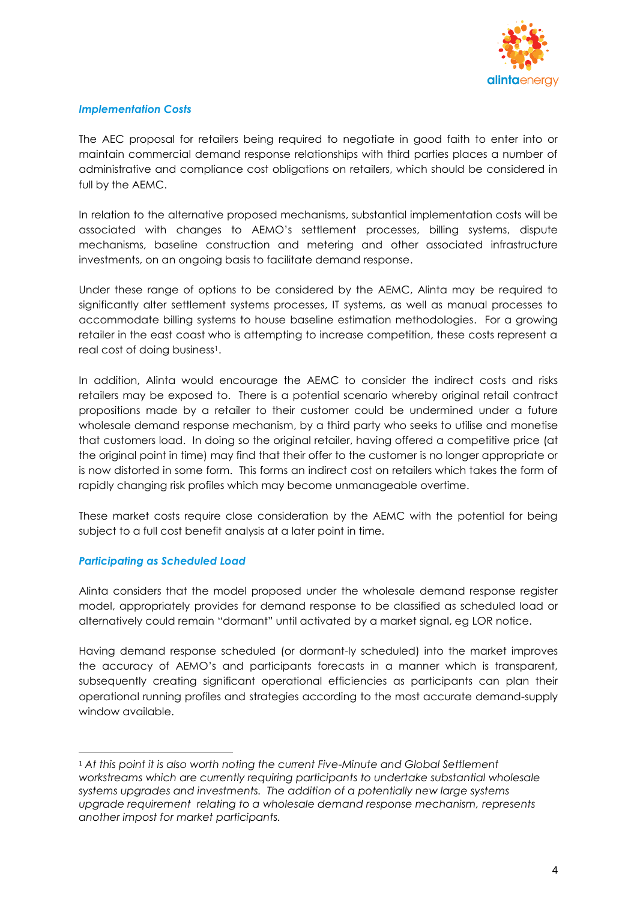***Implementation Costs***

The AEC proposal for retailers being required to negotiate in good faith to enter into or maintain commercial demand response relationships with third parties places a number of administrative and compliance cost obligations on retailers, which should be considered in full by the AEMC.

In relation to the alternative proposed mechanisms, substantial implementation costs will be associated with changes to AEMO's settlement processes, billing systems, dispute mechanisms, baseline construction and metering and other associated infrastructure investments, on an ongoing basis to facilitate demand response.

Under these range of options to be considered by the AEMC, Alinta may be required to significantly alter settlement systems processes, IT systems, as well as manual processes to accommodate billing systems to house baseline estimation methodologies. For a growing retailer in the east coast who is attempting to increase competition, these costs represent a real cost of doing business[1].

In addition, Alinta would encourage the AEMC to consider the indirect costs and risks retailers may be exposed to. There is a potential scenario whereby original retail contract propositions made by a retailer to their customer could be undermined under a future wholesale demand response mechanism, by a third party who seeks to utilise and monetise that customers load. In doing so the original retailer, having offered a competitive price (at the original point in time) may find that their offer to the customer is no longer appropriate or is now distorted in some form. This forms an indirect cost on retailers which takes the form of rapidly changing risk profiles which may become unmanageable overtime.

These market costs require close consideration by the AEMC with the potential for being subject to a full cost benefit analysis at a later point in time.

***Participating as Scheduled Load***

Alinta considers that the model proposed under the wholesale demand response register model, appropriately provides for demand response to be classified as scheduled load or alternatively could remain "dormant" until activated by a market signal, eg LOR notice.

Having demand response scheduled (or dormant-ly scheduled) into the market improves the accuracy of AEMO's and participants forecasts in a manner which is transparent, subsequently creating significant operational efficiencies as participants can plan their operational running profiles and strategies according to the most accurate demand-supply window available.

---

[1] *At this point it is also worth noting the current Five-Minute and Global Settlement workstreams which are currently requiring participants to undertake substantial wholesale systems upgrades and investments. The addition of a potentially new large systems upgrade requirement relating to a wholesale demand response mechanism, represents another impost for market participants.*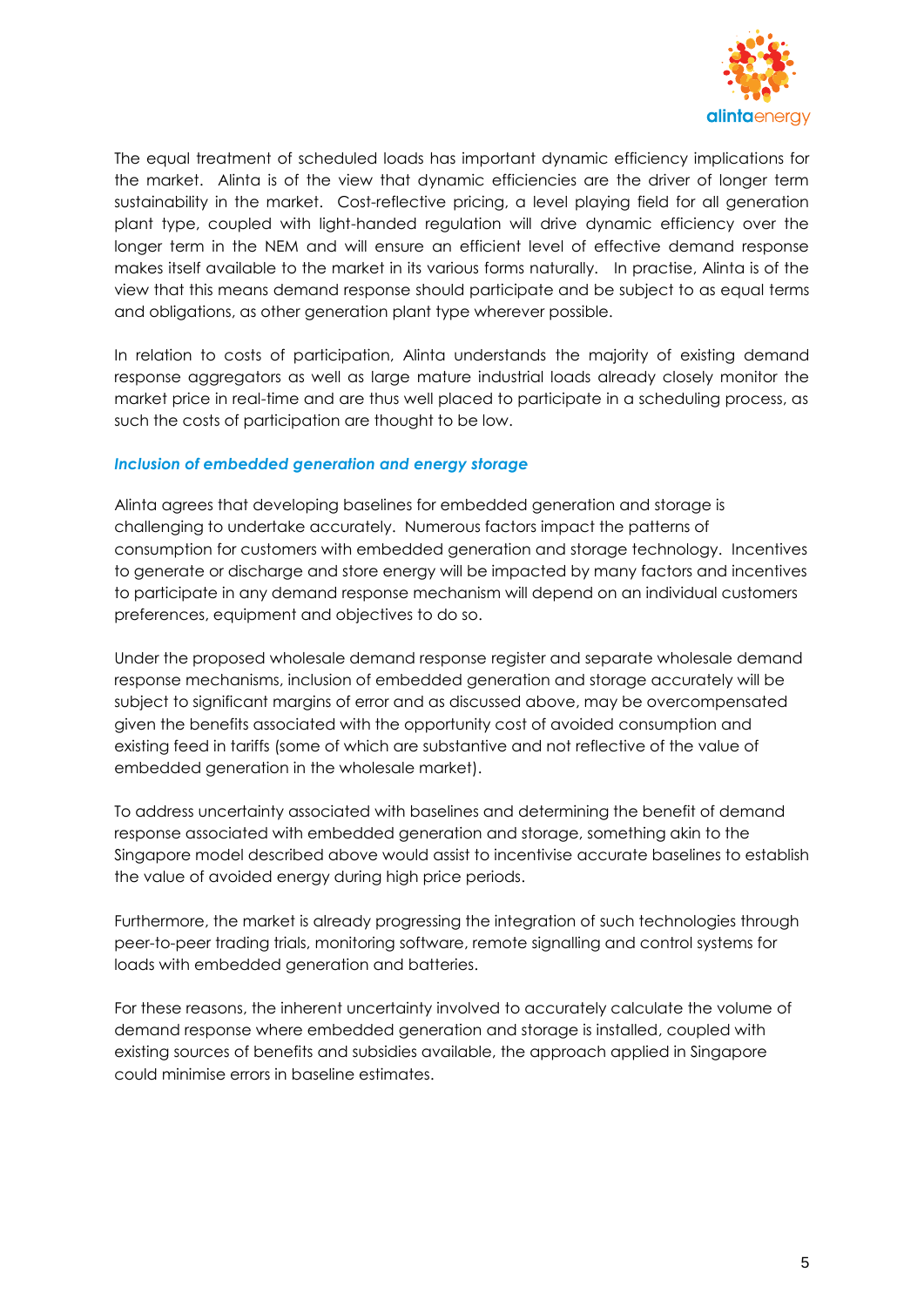The equal treatment of scheduled loads has important dynamic efficiency implications for the market. Alinta is of the view that dynamic efficiencies are the driver of longer term sustainability in the market. Cost-reflective pricing, a level playing field for all generation plant type, coupled with light-handed regulation will drive dynamic efficiency over the longer term in the NEM and will ensure an efficient level of effective demand response makes itself available to the market in its various forms naturally. In practise, Alinta is of the view that this means demand response should participate and be subject to as equal terms and obligations, as other generation plant type wherever possible.

In relation to costs of participation, Alinta understands the majority of existing demand response aggregators as well as large mature industrial loads already closely monitor the market price in real-time and are thus well placed to participate in a scheduling process, as such the costs of participation are thought to be low.

***Inclusion of embedded generation and energy storage***

Alinta agrees that developing baselines for embedded generation and storage is challenging to undertake accurately. Numerous factors impact the patterns of consumption for customers with embedded generation and storage technology. Incentives to generate or discharge and store energy will be impacted by many factors and incentives to participate in any demand response mechanism will depend on an individual customers preferences, equipment and objectives to do so.

Under the proposed wholesale demand response register and separate wholesale demand response mechanisms, inclusion of embedded generation and storage accurately will be subject to significant margins of error and as discussed above, may be overcompensated given the benefits associated with the opportunity cost of avoided consumption and existing feed in tariffs (some of which are substantive and not reflective of the value of embedded generation in the wholesale market).

To address uncertainty associated with baselines and determining the benefit of demand response associated with embedded generation and storage, something akin to the Singapore model described above would assist to incentivise accurate baselines to establish the value of avoided energy during high price periods.

Furthermore, the market is already progressing the integration of such technologies through peer-to-peer trading trials, monitoring software, remote signalling and control systems for loads with embedded generation and batteries.

For these reasons, the inherent uncertainty involved to accurately calculate the volume of demand response where embedded generation and storage is installed, coupled with existing sources of benefits and subsidies available, the approach applied in Singapore could minimise errors in baseline estimates.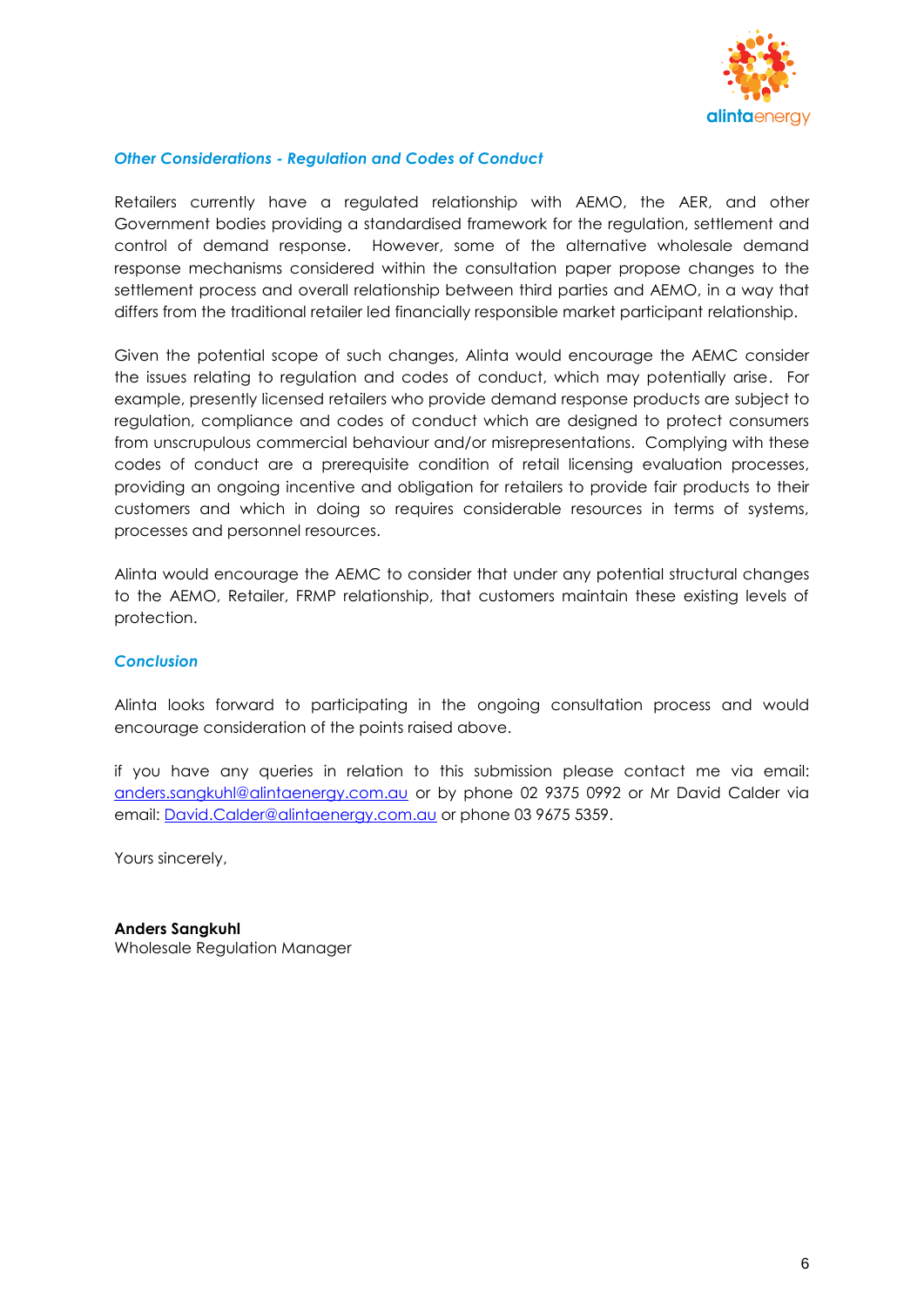### *Other Considerations - Regulation and Codes of Conduct*

Retailers currently have a regulated relationship with AEMO, the AER, and other Government bodies providing a standardised framework for the regulation, settlement and control of demand response. However, some of the alternative wholesale demand response mechanisms considered within the consultation paper propose changes to the settlement process and overall relationship between third parties and AEMO, in a way that differs from the traditional retailer led financially responsible market participant relationship.

Given the potential scope of such changes, Alinta would encourage the AEMC consider the issues relating to regulation and codes of conduct, which may potentially arise. For example, presently licensed retailers who provide demand response products are subject to regulation, compliance and codes of conduct which are designed to protect consumers from unscrupulous commercial behaviour and/or misrepresentations. Complying with these codes of conduct are a prerequisite condition of retail licensing evaluation processes, providing an ongoing incentive and obligation for retailers to provide fair products to their customers and which in doing so requires considerable resources in terms of systems, processes and personnel resources.

Alinta would encourage the AEMC to consider that under any potential structural changes to the AEMO, Retailer, FRMP relationship, that customers maintain these existing levels of protection.

### *Conclusion*

Alinta looks forward to participating in the ongoing consultation process and would encourage consideration of the points raised above.

if you have any queries in relation to this submission please contact me via email: anders.sangkuhl@alintaenergy.com.au or by phone 02 9375 0992 or Mr David Calder via email: David.Calder@alintaenergy.com.au or phone 03 9675 5359.

Yours sincerely,

**Anders Sangkuhl**
Wholesale Regulation Manager